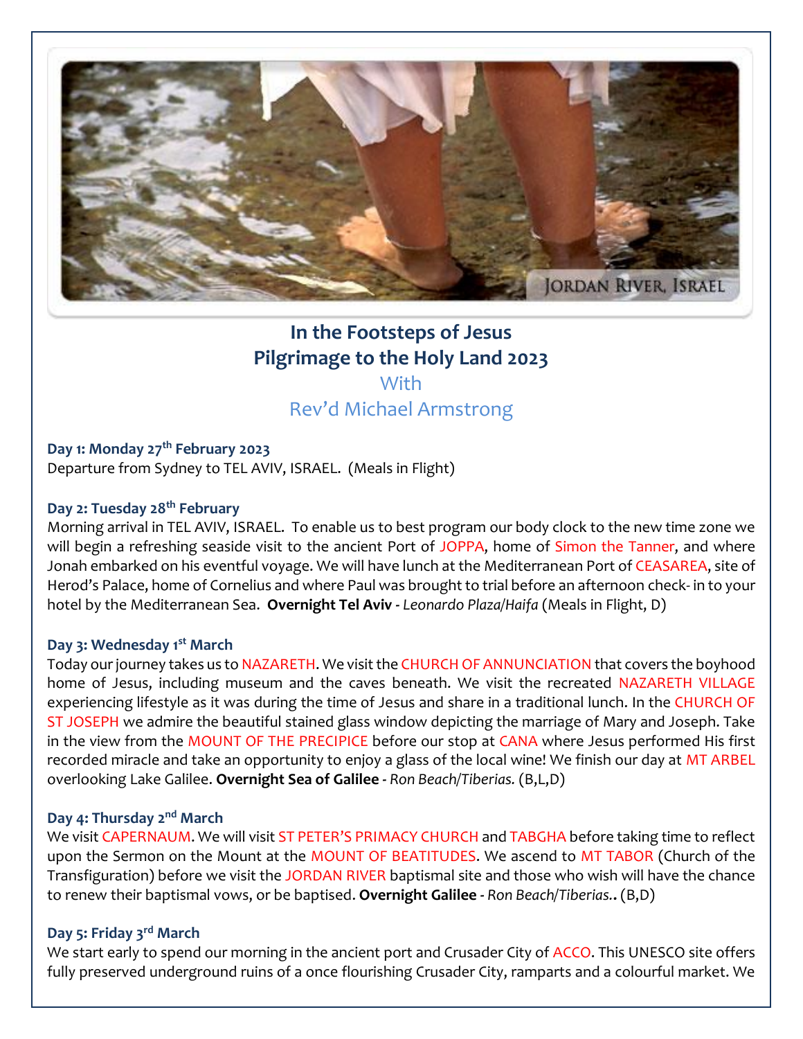JORDAN RIVER, ISRAEL

# In the Footsteps of Jesus
# Pilgrimage to the Holy Land 2023

With

Rev'd Michael Armstrong

**Day 1: Monday 27th February 2023**

Departure from Sydney to TEL AVIV, ISRAEL. (Meals in Flight)

**Day 2: Tuesday 28th February**

Morning arrival in TEL AVIV, ISRAEL. To enable us to best program our body clock to the new time zone we will begin a refreshing seaside visit to the ancient Port of JOPPA, home of Simon the Tanner, and where Jonah embarked on his eventful voyage. We will have lunch at the Mediterranean Port of CEASAREA, site of Herod's Palace, home of Cornelius and where Paul was brought to trial before an afternoon check- in to your hotel by the Mediterranean Sea. **Overnight Tel Aviv** - *Leonardo Plaza/Haifa* (Meals in Flight, D)

**Day 3: Wednesday 1st March**

Today our journey takes us to NAZARETH. We visit the CHURCH OF ANNUNCIATION that covers the boyhood home of Jesus, including museum and the caves beneath. We visit the recreated NAZARETH VILLAGE experiencing lifestyle as it was during the time of Jesus and share in a traditional lunch. In the CHURCH OF ST JOSEPH we admire the beautiful stained glass window depicting the marriage of Mary and Joseph. Take in the view from the MOUNT OF THE PRECIPICE before our stop at CANA where Jesus performed His first recorded miracle and take an opportunity to enjoy a glass of the local wine! We finish our day at MT ARBEL overlooking Lake Galilee. **Overnight Sea of Galilee** - *Ron Beach/Tiberias.* (B,L,D)

**Day 4: Thursday 2nd March**

We visit CAPERNAUM. We will visit ST PETER'S PRIMACY CHURCH and TABGHA before taking time to reflect upon the Sermon on the Mount at the MOUNT OF BEATITUDES. We ascend to MT TABOR (Church of the Transfiguration) before we visit the JORDAN RIVER baptismal site and those who wish will have the chance to renew their baptismal vows, or be baptised. **Overnight Galilee** - *Ron Beach/Tiberias.***.** (B,D)

**Day 5: Friday 3rd March**

We start early to spend our morning in the ancient port and Crusader City of ACCO. This UNESCO site offers fully preserved underground ruins of a once flourishing Crusader City, ramparts and a colourful market. We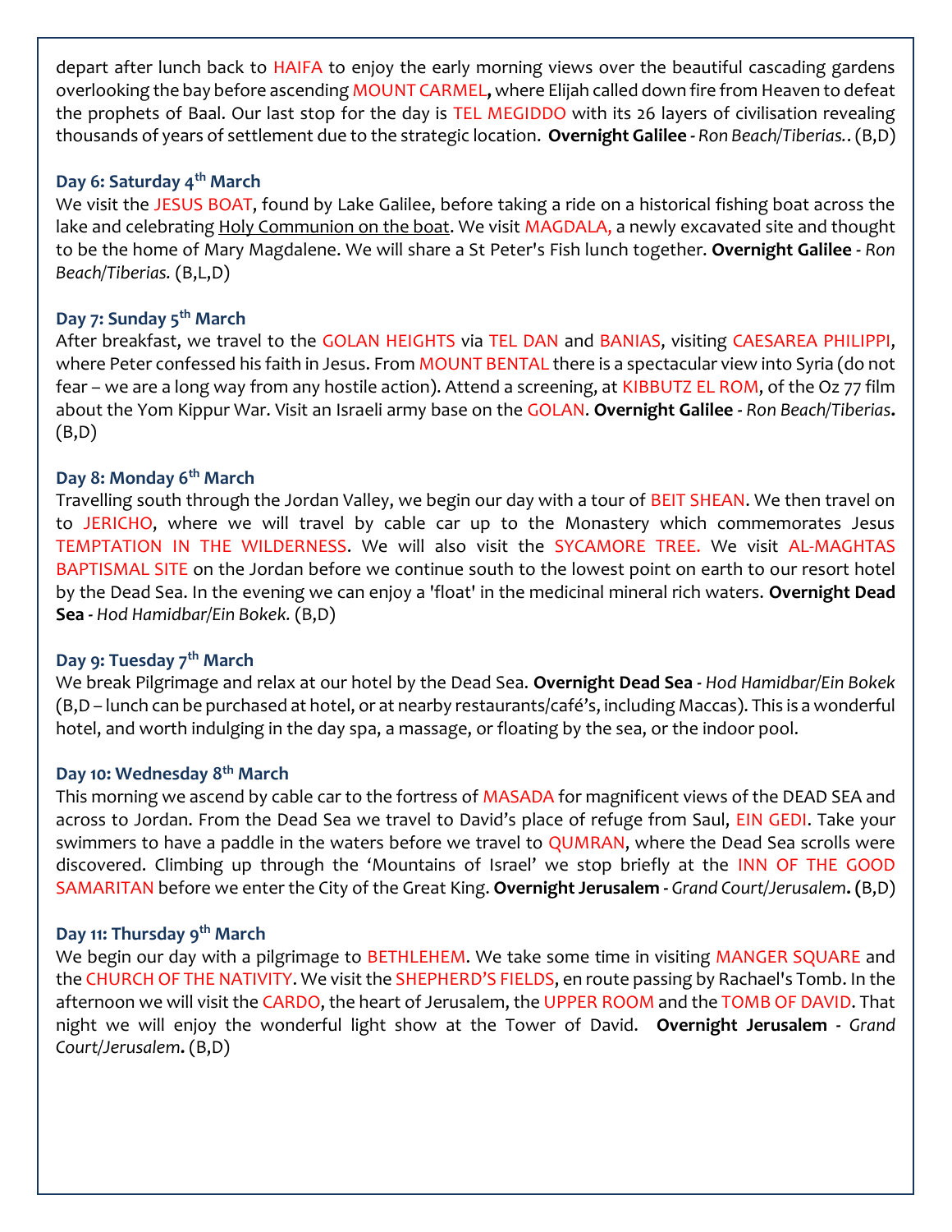depart after lunch back to HAIFA to enjoy the early morning views over the beautiful cascading gardens overlooking the bay before ascending MOUNT CARMEL**,** where Elijah called down fire from Heaven to defeat the prophets of Baal. Our last stop for the day is TEL MEGIDDO with its 26 layers of civilisation revealing thousands of years of settlement due to the strategic location. **Overnight Galilee** - *Ron Beach/Tiberias.*. (B,D)

### Day 6: Saturday 4th March

We visit the JESUS BOAT, found by Lake Galilee, before taking a ride on a historical fishing boat across the lake and celebrating Holy Communion on the boat. We visit MAGDALA, a newly excavated site and thought to be the home of Mary Magdalene. We will share a St Peter's Fish lunch together. **Overnight Galilee** - *Ron Beach/Tiberias.* (B,L,D)

### Day 7: Sunday 5th March

After breakfast, we travel to the GOLAN HEIGHTS via TEL DAN and BANIAS, visiting CAESAREA PHILIPPI, where Peter confessed his faith in Jesus. From MOUNT BENTAL there is a spectacular view into Syria (do not fear – we are a long way from any hostile action). Attend a screening, at KIBBUTZ EL ROM, of the Oz 77 film about the Yom Kippur War. Visit an Israeli army base on the GOLAN. **Overnight Galilee** - *Ron Beach/Tiberias***.** (B,D)

### Day 8: Monday 6th March

Travelling south through the Jordan Valley, we begin our day with a tour of BEIT SHEAN. We then travel on to JERICHO, where we will travel by cable car up to the Monastery which commemorates Jesus TEMPTATION IN THE WILDERNESS. We will also visit the SYCAMORE TREE. We visit AL-MAGHTAS BAPTISMAL SITE on the Jordan before we continue south to the lowest point on earth to our resort hotel by the Dead Sea. In the evening we can enjoy a 'float' in the medicinal mineral rich waters. **Overnight Dead Sea** - *Hod Hamidbar/Ein Bokek.* (B,D)

### Day 9: Tuesday 7th March

We break Pilgrimage and relax at our hotel by the Dead Sea. **Overnight Dead Sea** - *Hod Hamidbar/Ein Bokek* (B,D – lunch can be purchased at hotel, or at nearby restaurants/café's, including Maccas). This is a wonderful hotel, and worth indulging in the day spa, a massage, or floating by the sea, or the indoor pool.

### Day 10: Wednesday 8th March

This morning we ascend by cable car to the fortress of MASADA for magnificent views of the DEAD SEA and across to Jordan. From the Dead Sea we travel to David's place of refuge from Saul, EIN GEDI. Take your swimmers to have a paddle in the waters before we travel to QUMRAN, where the Dead Sea scrolls were discovered. Climbing up through the 'Mountains of Israel' we stop briefly at the INN OF THE GOOD SAMARITAN before we enter the City of the Great King. **Overnight Jerusalem** - *Grand Court/Jerusalem***. (**B,D)

### Day 11: Thursday 9th March

We begin our day with a pilgrimage to BETHLEHEM. We take some time in visiting MANGER SQUARE and the CHURCH OF THE NATIVITY. We visit the SHEPHERD'S FIELDS, en route passing by Rachael's Tomb. In the afternoon we will visit the CARDO, the heart of Jerusalem, the UPPER ROOM and the TOMB OF DAVID. That night we will enjoy the wonderful light show at the Tower of David. **Overnight Jerusalem** - *Grand Court/Jerusalem***.** (B,D)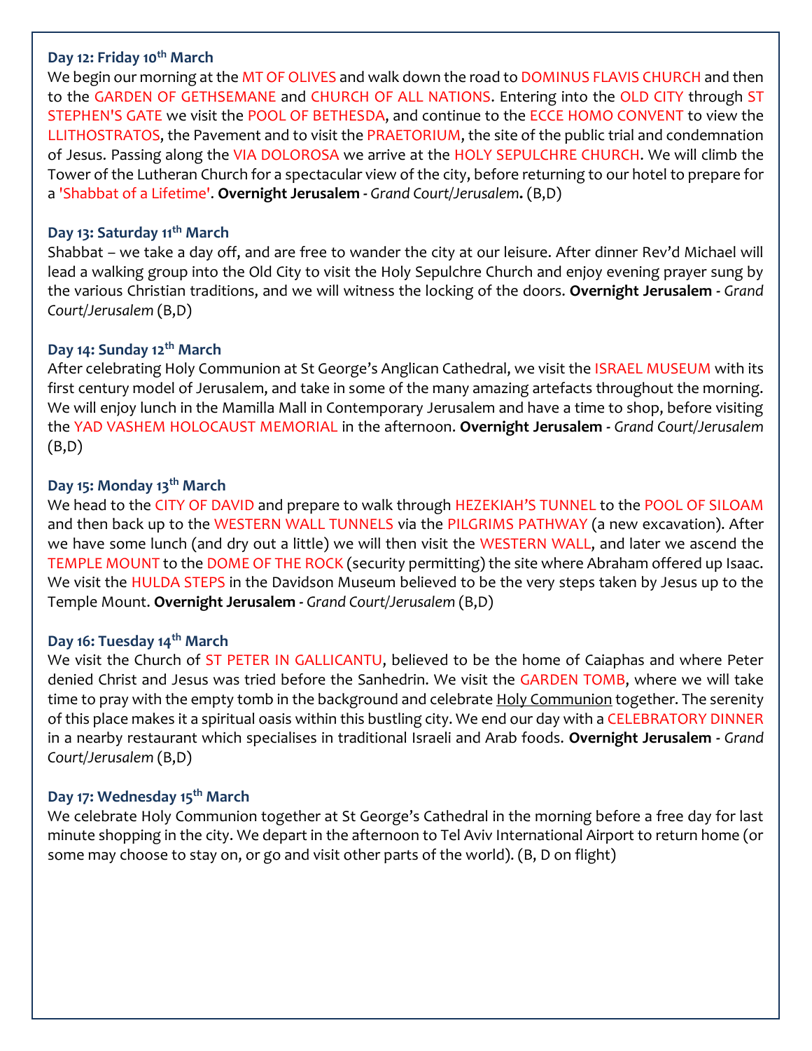### Day 12: Friday 10th March

We begin our morning at the MT OF OLIVES and walk down the road to DOMINUS FLAVIS CHURCH and then to the GARDEN OF GETHSEMANE and CHURCH OF ALL NATIONS. Entering into the OLD CITY through ST STEPHEN'S GATE we visit the POOL OF BETHESDA, and continue to the ECCE HOMO CONVENT to view the LLITHOSTRATOS, the Pavement and to visit the PRAETORIUM, the site of the public trial and condemnation of Jesus. Passing along the VIA DOLOROSA we arrive at the HOLY SEPULCHRE CHURCH. We will climb the Tower of the Lutheran Church for a spectacular view of the city, before returning to our hotel to prepare for a 'Shabbat of a Lifetime'. **Overnight Jerusalem** - *Grand Court/Jerusalem***.** (B,D)

### Day 13: Saturday 11th March

Shabbat – we take a day off, and are free to wander the city at our leisure. After dinner Rev'd Michael will lead a walking group into the Old City to visit the Holy Sepulchre Church and enjoy evening prayer sung by the various Christian traditions, and we will witness the locking of the doors. **Overnight Jerusalem** - *Grand Court/Jerusalem* (B,D)

### Day 14: Sunday 12th March

After celebrating Holy Communion at St George's Anglican Cathedral, we visit the ISRAEL MUSEUM with its first century model of Jerusalem, and take in some of the many amazing artefacts throughout the morning. We will enjoy lunch in the Mamilla Mall in Contemporary Jerusalem and have a time to shop, before visiting the YAD VASHEM HOLOCAUST MEMORIAL in the afternoon. **Overnight Jerusalem** - *Grand Court/Jerusalem* (B,D)

### Day 15: Monday 13th March

We head to the CITY OF DAVID and prepare to walk through HEZEKIAH'S TUNNEL to the POOL OF SILOAM and then back up to the WESTERN WALL TUNNELS via the PILGRIMS PATHWAY (a new excavation). After we have some lunch (and dry out a little) we will then visit the WESTERN WALL, and later we ascend the TEMPLE MOUNT to the DOME OF THE ROCK (security permitting) the site where Abraham offered up Isaac. We visit the HULDA STEPS in the Davidson Museum believed to be the very steps taken by Jesus up to the Temple Mount. **Overnight Jerusalem** - *Grand Court/Jerusalem* (B,D)

### Day 16: Tuesday 14th March

We visit the Church of ST PETER IN GALLICANTU, believed to be the home of Caiaphas and where Peter denied Christ and Jesus was tried before the Sanhedrin. We visit the GARDEN TOMB, where we will take time to pray with the empty tomb in the background and celebrate Holy Communion together. The serenity of this place makes it a spiritual oasis within this bustling city. We end our day with a CELEBRATORY DINNER in a nearby restaurant which specialises in traditional Israeli and Arab foods. **Overnight Jerusalem** - *Grand Court/Jerusalem* (B,D)

### Day 17: Wednesday 15th March

We celebrate Holy Communion together at St George's Cathedral in the morning before a free day for last minute shopping in the city. We depart in the afternoon to Tel Aviv International Airport to return home (or some may choose to stay on, or go and visit other parts of the world). (B, D on flight)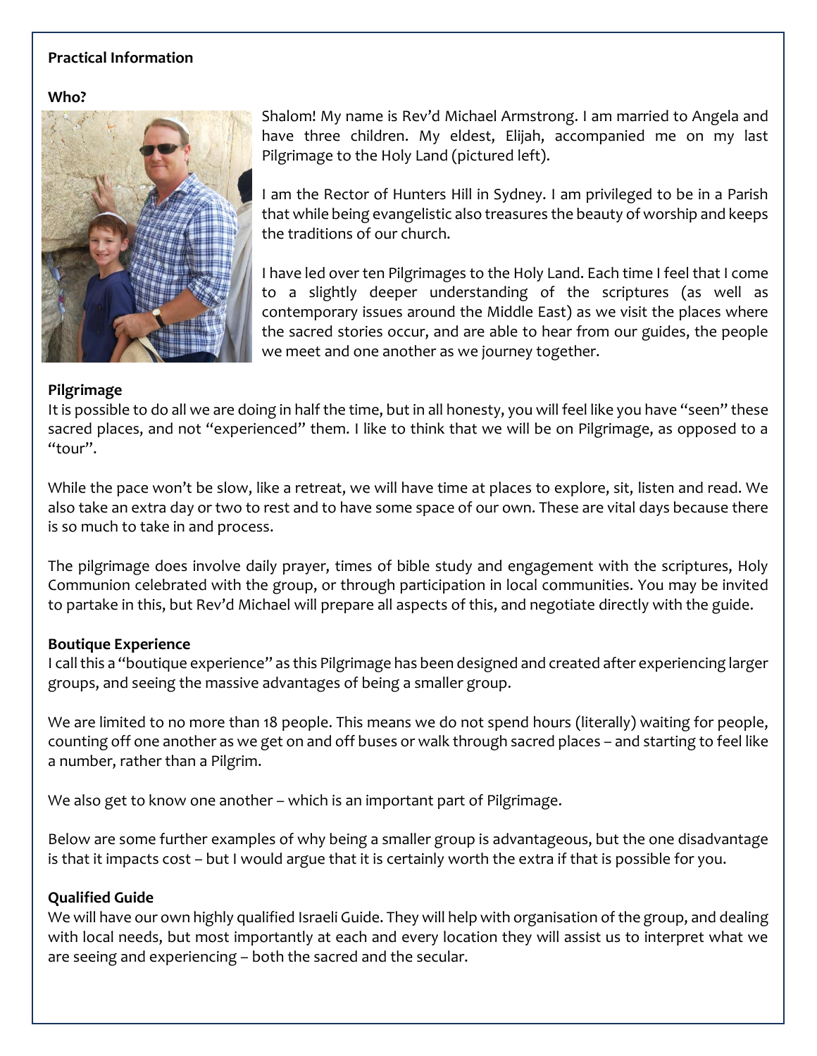**Practical Information**

**Who?**

Shalom! My name is Rev'd Michael Armstrong. I am married to Angela and have three children. My eldest, Elijah, accompanied me on my last Pilgrimage to the Holy Land (pictured left).

I am the Rector of Hunters Hill in Sydney. I am privileged to be in a Parish that while being evangelistic also treasures the beauty of worship and keeps the traditions of our church.

I have led over ten Pilgrimages to the Holy Land. Each time I feel that I come to a slightly deeper understanding of the scriptures (as well as contemporary issues around the Middle East) as we visit the places where the sacred stories occur, and are able to hear from our guides, the people we meet and one another as we journey together.

**Pilgrimage**

It is possible to do all we are doing in half the time, but in all honesty, you will feel like you have "seen" these sacred places, and not "experienced" them. I like to think that we will be on Pilgrimage, as opposed to a "tour".

While the pace won't be slow, like a retreat, we will have time at places to explore, sit, listen and read. We also take an extra day or two to rest and to have some space of our own. These are vital days because there is so much to take in and process.

The pilgrimage does involve daily prayer, times of bible study and engagement with the scriptures, Holy Communion celebrated with the group, or through participation in local communities. You may be invited to partake in this, but Rev'd Michael will prepare all aspects of this, and negotiate directly with the guide.

**Boutique Experience**

I call this a "boutique experience" as this Pilgrimage has been designed and created after experiencing larger groups, and seeing the massive advantages of being a smaller group.

We are limited to no more than 18 people. This means we do not spend hours (literally) waiting for people, counting off one another as we get on and off buses or walk through sacred places – and starting to feel like a number, rather than a Pilgrim.

We also get to know one another – which is an important part of Pilgrimage.

Below are some further examples of why being a smaller group is advantageous, but the one disadvantage is that it impacts cost – but I would argue that it is certainly worth the extra if that is possible for you.

**Qualified Guide**

We will have our own highly qualified Israeli Guide. They will help with organisation of the group, and dealing with local needs, but most importantly at each and every location they will assist us to interpret what we are seeing and experiencing – both the sacred and the secular.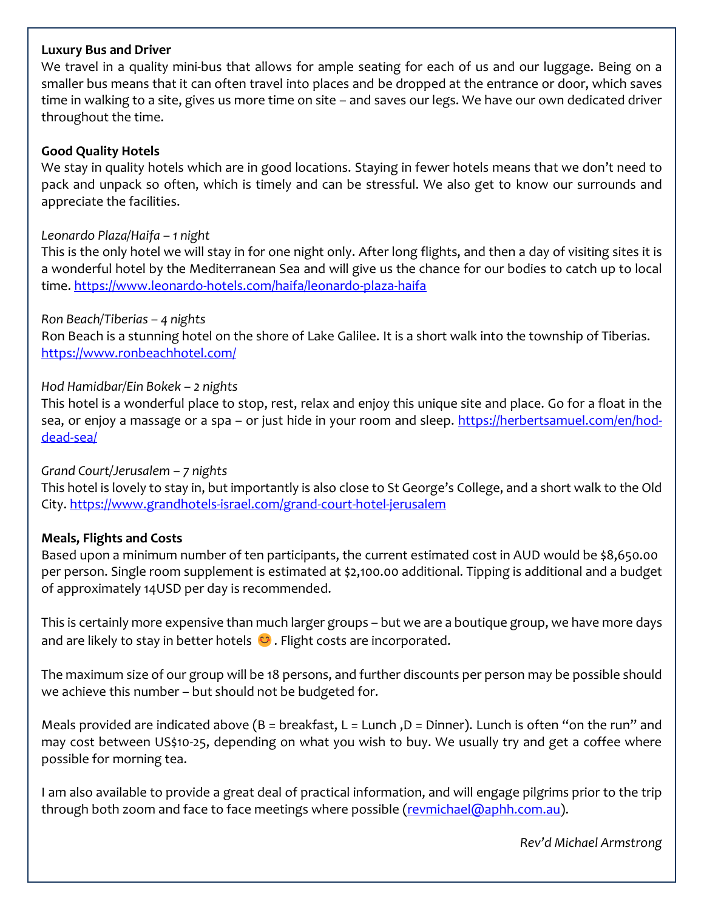**Luxury Bus and Driver**

We travel in a quality mini-bus that allows for ample seating for each of us and our luggage. Being on a smaller bus means that it can often travel into places and be dropped at the entrance or door, which saves time in walking to a site, gives us more time on site – and saves our legs. We have our own dedicated driver throughout the time.

**Good Quality Hotels**

We stay in quality hotels which are in good locations. Staying in fewer hotels means that we don't need to pack and unpack so often, which is timely and can be stressful. We also get to know our surrounds and appreciate the facilities.

*Leonardo Plaza/Haifa – 1 night*

This is the only hotel we will stay in for one night only. After long flights, and then a day of visiting sites it is a wonderful hotel by the Mediterranean Sea and will give us the chance for our bodies to catch up to local time. https://www.leonardo-hotels.com/haifa/leonardo-plaza-haifa

*Ron Beach/Tiberias – 4 nights*

Ron Beach is a stunning hotel on the shore of Lake Galilee. It is a short walk into the township of Tiberias. https://www.ronbeachhotel.com/

*Hod Hamidbar/Ein Bokek – 2 nights*

This hotel is a wonderful place to stop, rest, relax and enjoy this unique site and place. Go for a float in the sea, or enjoy a massage or a spa – or just hide in your room and sleep. https://herbertsamuel.com/en/hod-dead-sea/

*Grand Court/Jerusalem – 7 nights*

This hotel is lovely to stay in, but importantly is also close to St George's College, and a short walk to the Old City. https://www.grandhotels-israel.com/grand-court-hotel-jerusalem

**Meals, Flights and Costs**

Based upon a minimum number of ten participants, the current estimated cost in AUD would be $8,650.00 per person. Single room supplement is estimated at $2,100.00 additional. Tipping is additional and a budget of approximately 14USD per day is recommended.

This is certainly more expensive than much larger groups – but we are a boutique group, we have more days and are likely to stay in better hotels 😊. Flight costs are incorporated.

The maximum size of our group will be 18 persons, and further discounts per person may be possible should we achieve this number – but should not be budgeted for.

Meals provided are indicated above (B = breakfast, L = Lunch ,D = Dinner). Lunch is often "on the run" and may cost between US$10-25, depending on what you wish to buy. We usually try and get a coffee where possible for morning tea.

I am also available to provide a great deal of practical information, and will engage pilgrims prior to the trip through both zoom and face to face meetings where possible (revmichael@aphh.com.au).

*Rev'd Michael Armstrong*